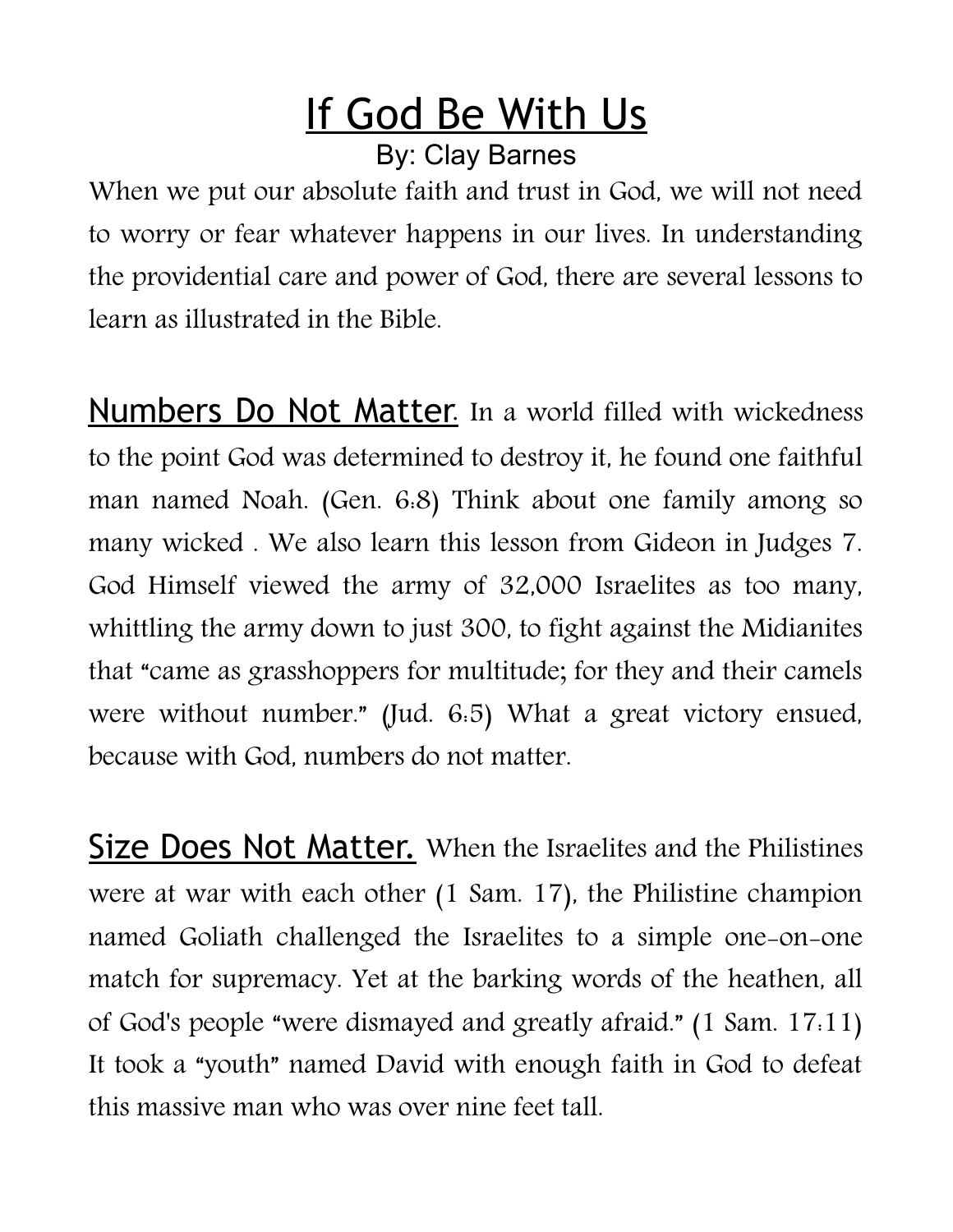# If God Be With Us

By: Clay Barnes

When we put our absolute faith and trust in God, we will not need to worry or fear whatever happens in our lives. In understanding the providential care and power of God, there are several lessons to learn as illustrated in the Bible.

**Numbers Do Not Matter.** In a world filled with wickedness to the point God was determined to destroy it, he found one faithful man named Noah. (Gen. 6:8) Think about one family among so many wicked . We also learn this lesson from Gideon in Judges 7. God Himself viewed the army of 32,000 Israelites as too many, whittling the army down to just 300, to fight against the Midianites that "came as grasshoppers for multitude; for they and their camels were without number." (Jud. 6:5) What a great victory ensued, because with God, numbers do not matter.

**Size Does Not Matter.** When the Israelites and the Philistines were at war with each other (1 Sam. 17), the Philistine champion named Goliath challenged the Israelites to a simple one-on-one match for supremacy. Yet at the barking words of the heathen, all of God's people "were dismayed and greatly afraid." (1 Sam. 17:11) It took a "youth" named David with enough faith in God to defeat this massive man who was over nine feet tall.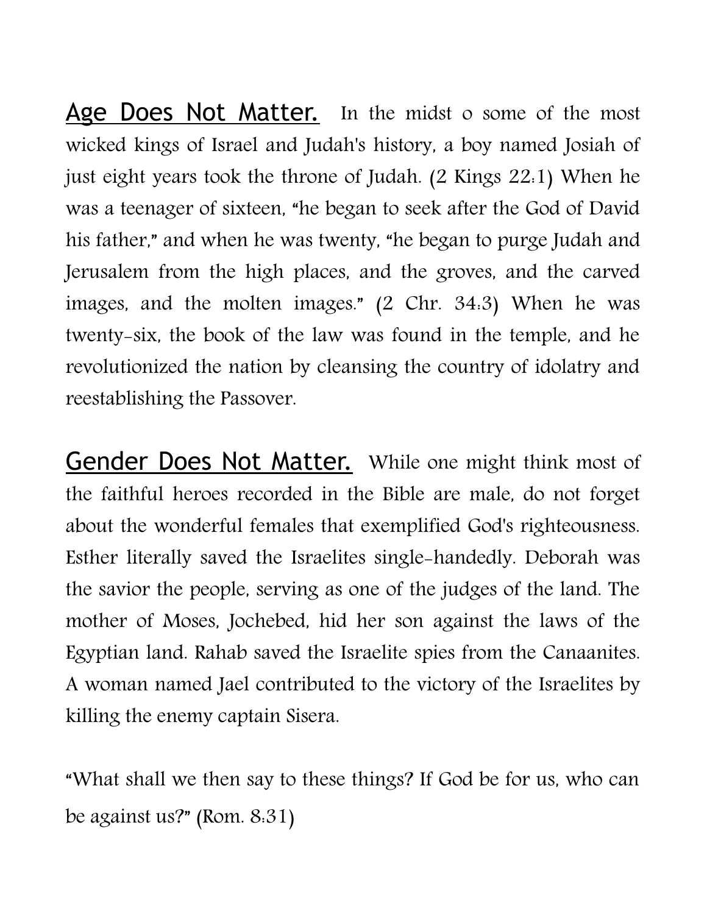<u>Age Does Not Matter.</u> In the midst o some of the most wicked kings of Israel and Judah's history, a boy named Josiah of just eight years took the throne of Judah. (2 Kings 22:1) When he was a teenager of sixteen, "he began to seek after the God of David his father," and when he was twenty, "he began to purge Judah and Jerusalem from the high places, and the groves, and the carved images, and the molten images." (2 Chr. 34:3) When he was twenty-six, the book of the law was found in the temple, and he revolutionized the nation by cleansing the country of idolatry and reestablishing the Passover.

<u>Gender Does Not Matter.</u> While one might think most of the faithful heroes recorded in the Bible are male, do not forget about the wonderful females that exemplified God's righteousness. Esther literally saved the Israelites single-handedly. Deborah was the savior the people, serving as one of the judges of the land. The mother of Moses, Jochebed, hid her son against the laws of the Egyptian land. Rahab saved the Israelite spies from the Canaanites. A woman named Jael contributed to the victory of the Israelites by killing the enemy captain Sisera.

"What shall we then say to these things? If God be for us, who can be against us?" (Rom. 8:31)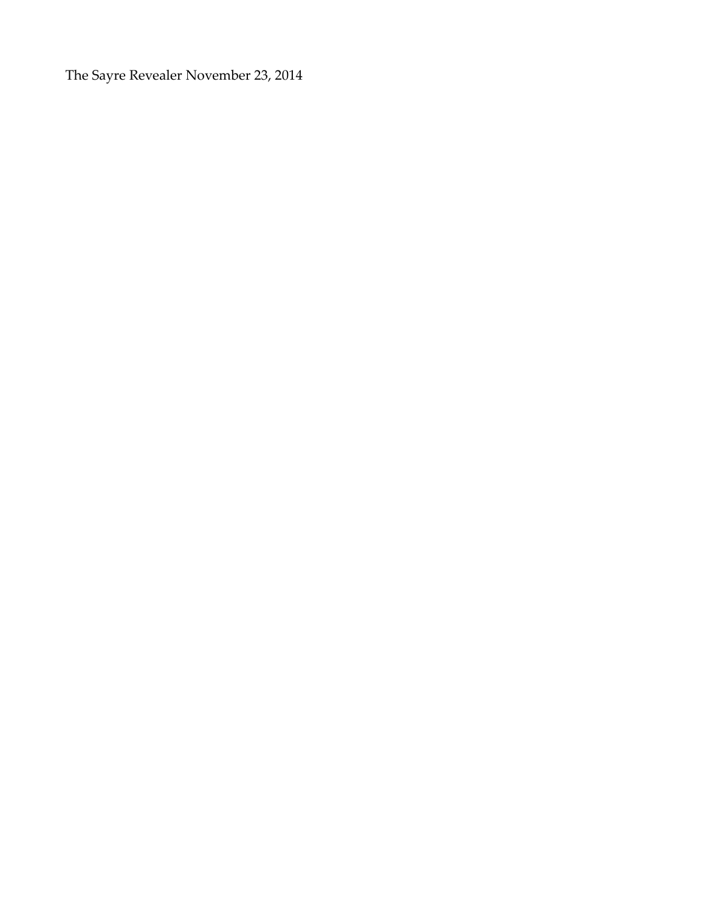The Sayre Revealer November 23, 2014